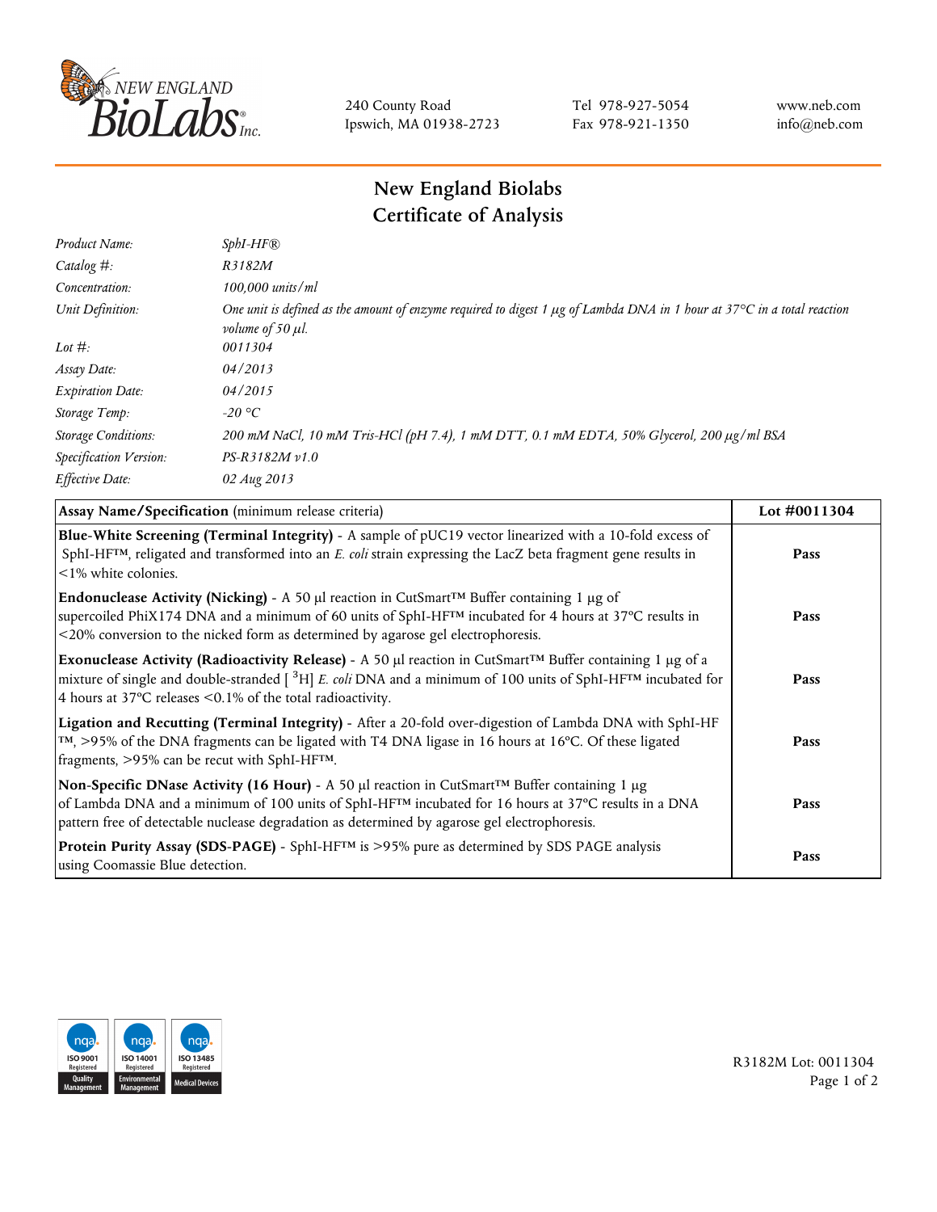240 County Road
Ipswich, MA 01938-2723

Tel 978-927-5054
Fax 978-921-1350

www.neb.com
info@neb.com

# New England Biolabs
# Certificate of Analysis

| | |
|---|---|
| *Product Name:* | *SphI-HF®* |
| *Catalog #:* | *R3182M* |
| *Concentration:* | *100,000 units/ml* |
| *Unit Definition:* | *One unit is defined as the amount of enzyme required to digest 1 µg of Lambda DNA in 1 hour at 37°C in a total reaction volume of 50 µl.* |
| *Lot #:* | *0011304* |
| *Assay Date:* | *04/2013* |
| *Expiration Date:* | *04/2015* |
| *Storage Temp:* | *-20 °C* |
| *Storage Conditions:* | *200 mM NaCl, 10 mM Tris-HCl (pH 7.4), 1 mM DTT, 0.1 mM EDTA, 50% Glycerol, 200 µg/ml BSA* |
| *Specification Version:* | *PS-R3182M v1.0* |
| *Effective Date:* | *02 Aug 2013* |

| **Assay Name/Specification** (minimum release criteria) | **Lot #0011304** |
|---|---|
| **Blue-White Screening (Terminal Integrity)** - A sample of pUC19 vector linearized with a 10-fold excess of SphI-HF™, religated and transformed into an *E. coli* strain expressing the LacZ beta fragment gene results in <1% white colonies. | **Pass** |
| **Endonuclease Activity (Nicking)** - A 50 µl reaction in CutSmart™ Buffer containing 1 µg of supercoiled PhiX174 DNA and a minimum of 60 units of SphI-HF™ incubated for 4 hours at 37°C results in <20% conversion to the nicked form as determined by agarose gel electrophoresis. | **Pass** |
| **Exonuclease Activity (Radioactivity Release)** - A 50 µl reaction in CutSmart™ Buffer containing 1 µg of a mixture of single and double-stranded [ $^{3}$H] *E. coli* DNA and a minimum of 100 units of SphI-HF™ incubated for 4 hours at 37°C releases <0.1% of the total radioactivity. | **Pass** |
| **Ligation and Recutting (Terminal Integrity)** - After a 20-fold over-digestion of Lambda DNA with SphI-HF™, >95% of the DNA fragments can be ligated with T4 DNA ligase in 16 hours at 16°C. Of these ligated fragments, >95% can be recut with SphI-HF™. | **Pass** |
| **Non-Specific DNase Activity (16 Hour)** - A 50 µl reaction in CutSmart™ Buffer containing 1 µg of Lambda DNA and a minimum of 100 units of SphI-HF™ incubated for 16 hours at 37°C results in a DNA pattern free of detectable nuclease degradation as determined by agarose gel electrophoresis. | **Pass** |
| **Protein Purity Assay (SDS-PAGE)** - SphI-HF™ is >95% pure as determined by SDS PAGE analysis using Coomassie Blue detection. | **Pass** |

R3182M Lot: 0011304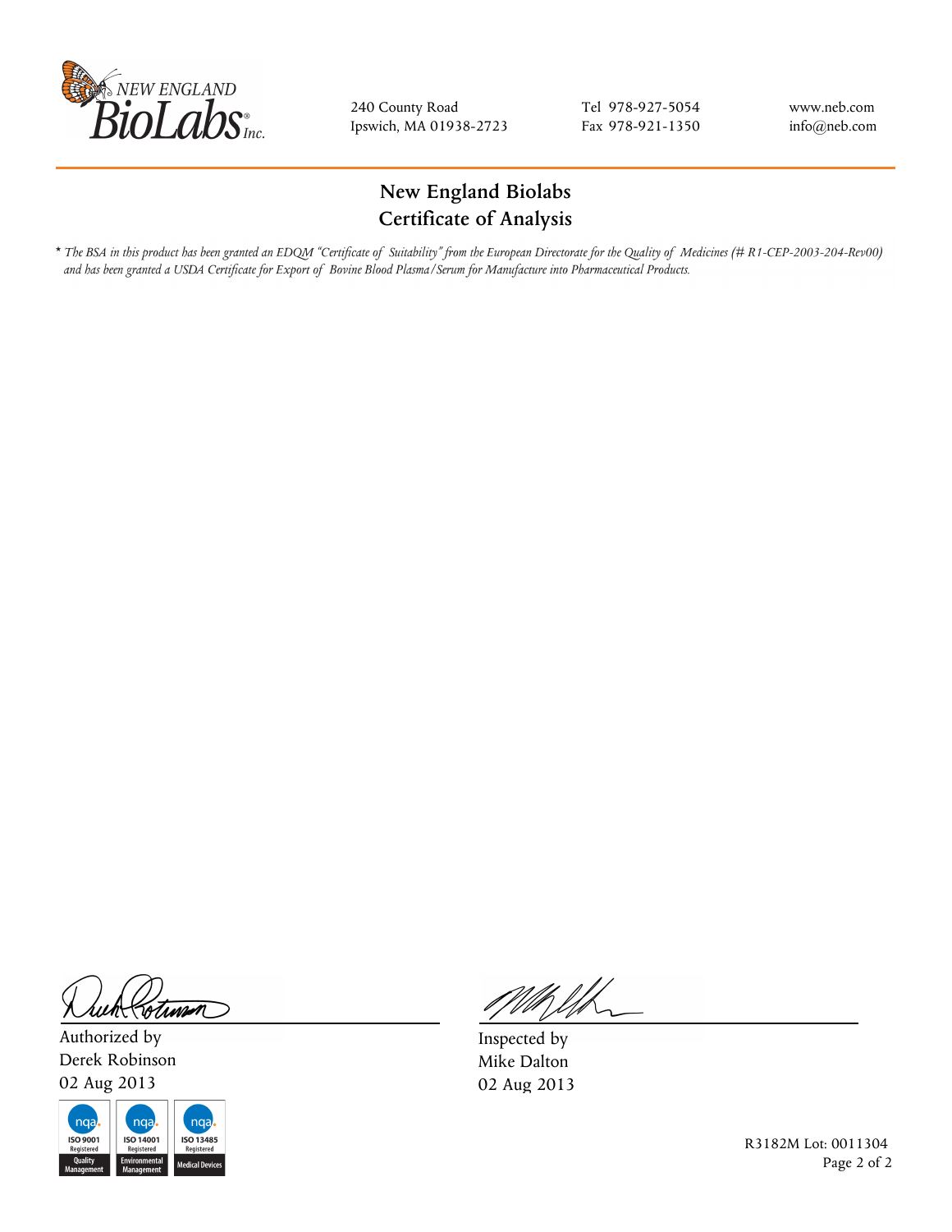New England BioLabs Inc.

240 County Road
Ipswich, MA 01938-2723

Tel 978-927-5054
Fax 978-921-1350

www.neb.com
info@neb.com

## New England Biolabs
## Certificate of Analysis

* *The BSA in this product has been granted an EDQM "Certificate of Suitability" from the European Directorate for the Quality of Medicines (# R1-CEP-2003-204-Rev00) and has been granted a USDA Certificate for Export of Bovine Blood Plasma/Serum for Manufacture into Pharmaceutical Products.*

Authorized by
Derek Robinson
02 Aug 2013

Inspected by
Mike Dalton
02 Aug 2013

ISO 9001 Registered Quality Management | ISO 14001 Registered Environmental Management | ISO 13485 Registered Medical Devices

R3182M Lot: 0011304